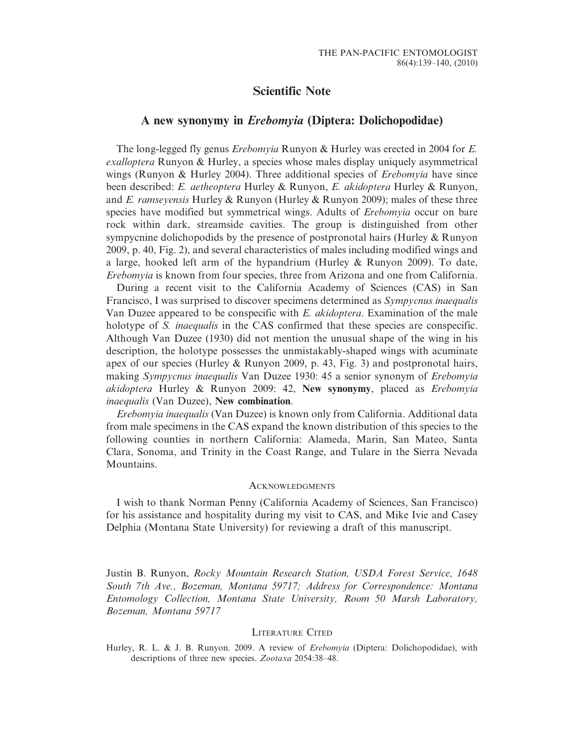## Scientific Note

# A new synonymy in *Erebomyia* (Diptera: Dolichopodidae)

The long-legged fly genus *Erebomyia* Runyon & Hurley was erected in 2004 for *E. exalloptera* Runyon & Hurley, a species whose males display uniquely asymmetrical wings (Runyon & Hurley 2004). Three additional species of *Erebomyia* have since been described: *E. aetheoptera* Hurley & Runyon, *E. akidoptera* Hurley & Runyon, and *E. ramseyensis* Hurley & Runyon (Hurley & Runyon 2009); males of these three species have modified but symmetrical wings. Adults of *Erebomyia* occur on bare rock within dark, streamside cavities. The group is distinguished from other sympycnine dolichopodids by the presence of postpronotal hairs (Hurley & Runyon 2009, p. 40, Fig. 2), and several characteristics of males including modified wings and a large, hooked left arm of the hypandrium (Hurley & Runyon 2009). To date, *Erebomyia* is known from four species, three from Arizona and one from California.

During a recent visit to the California Academy of Sciences (CAS) in San Francisco, I was surprised to discover specimens determined as *Sympycnus inaequalis* Van Duzee appeared to be conspecific with *E. akidoptera*. Examination of the male holotype of *S. inaequalis* in the CAS confirmed that these species are conspecific. Although Van Duzee (1930) did not mention the unusual shape of the wing in his description, the holotype possesses the unmistakably-shaped wings with acuminate apex of our species (Hurley & Runyon 2009, p. 43, Fig. 3) and postpronotal hairs, making *Sympycnus inaequalis* Van Duzee 1930: 45 a senior synonym of *Erebomyia akidoptera* Hurley & Runyon 2009: 42, **New synonymy**, placed as *Erebomyia inaequalis* (Van Duzee), **New combination**.

*Erebomyia inaequalis* (Van Duzee) is known only from California. Additional data from male specimens in the CAS expand the known distribution of this species to the following counties in northern California: Alameda, Marin, San Mateo, Santa Clara, Sonoma, and Trinity in the Coast Range, and Tulare in the Sierra Nevada Mountains.

## Acknowledgments

I wish to thank Norman Penny (California Academy of Sciences, San Francisco) for his assistance and hospitality during my visit to CAS, and Mike Ivie and Casey Delphia (Montana State University) for reviewing a draft of this manuscript.

Justin B. Runyon, *Rocky Mountain Research Station, USDA Forest Service, 1648 South 7th Ave., Bozeman, Montana 59717; Address for Correspondence: Montana Entomology Collection, Montana State University, Room 50 Marsh Laboratory, Bozeman, Montana 59717*

## Literature Cited

Hurley, R. L. & J. B. Runyon. 2009. A review of *Erebomyia* (Diptera: Dolichopodidae), with descriptions of three new species. *Zootaxa* 2054:38–48.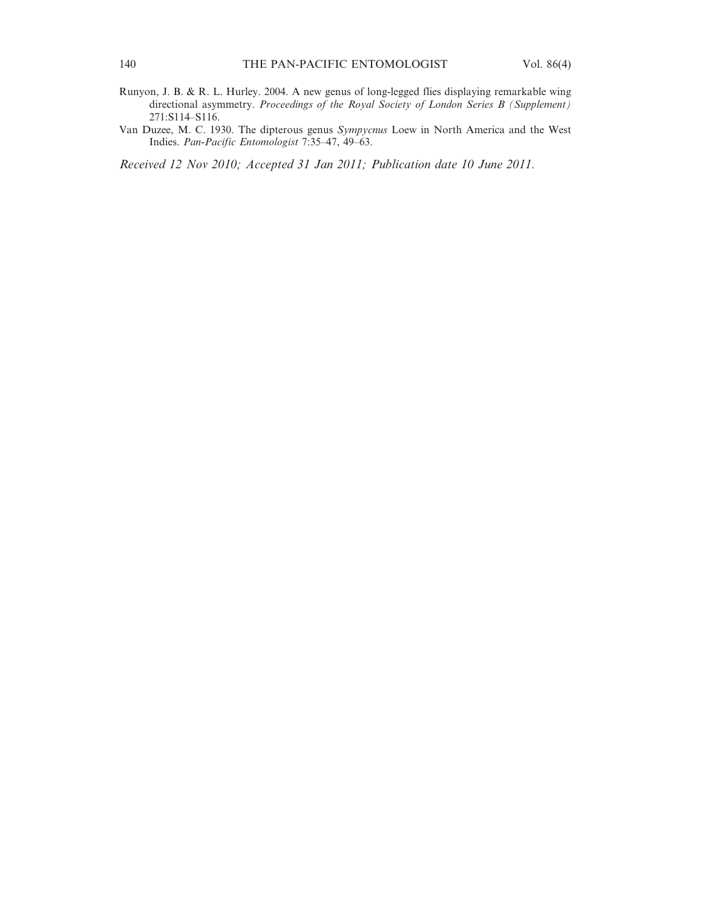Runyon, J. B. & R. L. Hurley. 2004. A new genus of long-legged flies displaying remarkable wing directional asymmetry. *Proceedings of the Royal Society of London Series B (Supplement)* 271:S114–S116.

Van Duzee, M. C. 1930. The dipterous genus *Sympycnus* Loew in North America and the West Indies. *Pan-Pacific Entomologist* 7:35–47, 49–63.

*Received 12 Nov 2010; Accepted 31 Jan 2011; Publication date 10 June 2011.*